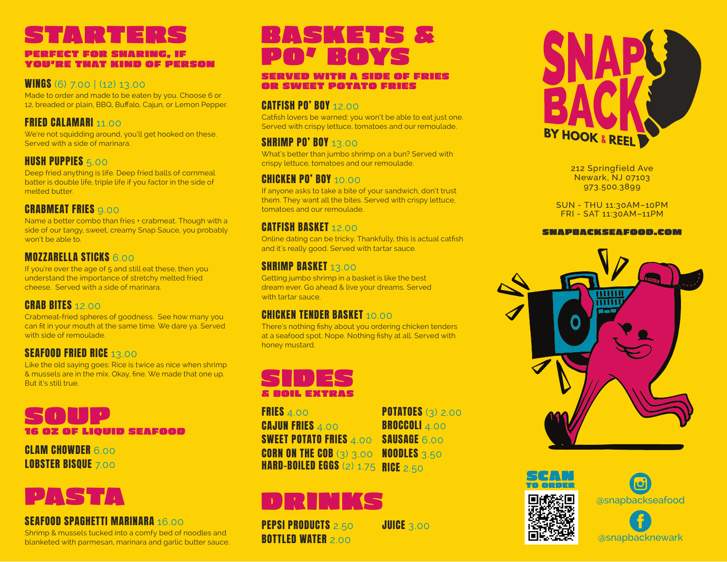# STARTERS

## PERFECT FOR SHARING, IF YOU'RE THAT KIND OF PERSON

### WINGS (6) 7.00 | (12) 13.00

Made to order and made to be eaten by you. Choose 6 or 12, breaded or plain, BBQ, Buffalo, Cajun, or Lemon Pepper.

### FRIED CALAMARI 11.00

We're not squidding around, you'll get hooked on these. Served with a side of marinara.

### HUSH PUPPIES 5.00

Deep fried anything is life. Deep fried balls of cornmeal batter is double life, triple life if you factor in the side of melted butter.

### CRABMEAT FRIES 9.00

Name a better combo than fries + crabmeat. Though with a side of our tangy, sweet, creamy Snap Sauce, you probably won't be able to.

### MOZZARELLA STICKS 6.00

If you're over the age of 5 and still eat these, then you understand the importance of stretchy melted fried cheese. Served with a side of marinara.

### CRAB BITES 12.00

Crabmeat-fried spheres of goodness. See how many you can fit in your mouth at the same time. We dare ya. Served with side of remoulade.

### SEAFOOD FRIED RICE 13.00

Like the old saying goes: Rice is twice as nice when shrimp & mussels are in the mix. Okay, fine. We made that one up. But it's still true.

# SOUP

## 16 OZ OF LIQUID SEAFOOD

**CLAM CHOWDER** 6.00

**LOBSTER BISQUE** 7.00

# PASTA

### SEAFOOD SPAGHETTI MARINARA 16.00

Shrimp & mussels tucked into a comfy bed of noodles and blanketed with parmesan, marinara and garlic butter sauce.

# BASKETS & PO' BOYS

## SERVED WITH A SIDE OF FRIES OR SWEET POTATO FRIES

### CATFISH PO' BOY 12.00

Catfish lovers be warned: you won't be able to eat just one. Served with crispy lettuce, tomatoes and our remoulade.

### SHRIMP PO' BOY 13.00

What's better than jumbo shrimp on a bun? Served with crispy lettuce, tomatoes and our remoulade.

### CHICKEN PO' BOY 10.00

If anyone asks to take a bite of your sandwich, don't trust them. They want all the bites. Served with crispy lettuce, tomatoes and our remoulade.

### CATFISH BASKET 12.00

Online dating can be tricky. Thankfully, this is actual catfish and it's really good. Served with tartar sauce.

### SHRIMP BASKET 13.00

Getting jumbo shrimp in a basket is like the best dream ever. Go ahead & live your dreams. Served with tartar sauce.

### CHICKEN TENDER BASKET 10.00

There's nothing fishy about you ordering chicken tenders at a seafood spot. Nope. Nothing fishy at all. Served with honey mustard.

# SIDES

## & BOIL EXTRAS

**FRIES** 4.00

**CAJUN FRIES** 4.00

**SWEET POTATO FRIES** 4.00

**CORN ON THE COB** (3) 3.00

**HARD-BOILED EGGS** (2) 1.75

**POTATOES** (3) 2.00

**BROCCOLI** 4.00

**SAUSAGE** 6.00

**NOODLES** 3.50

**RICE** 2.50

# DRINKS

**PEPSI PRODUCTS** 2.50

**BOTTLED WATER** 2.00

**JUICE** 3.00

# SNAP BACK BY HOOK & REEL

212 Springfield Ave
Newark, NJ 07103
973.500.3899

SUN - THU 11:30AM–10PM
FRI - SAT 11:30AM–11PM

SNAPBACKSEAFOOD.COM

SCAN TO ORDER

@snapbackseafood

@snapbacknewark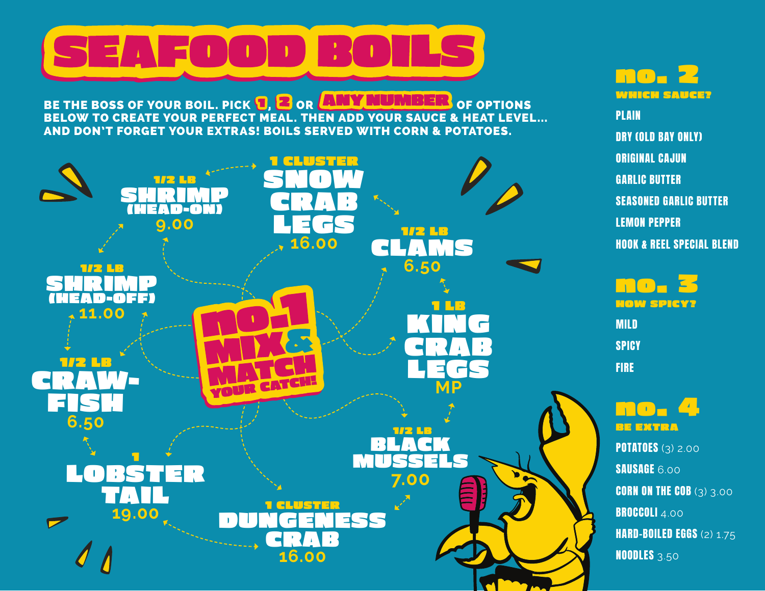# SEAFOOD BOILS

BE THE BOSS OF YOUR BOIL. PICK 1, 2 OR ANY NUMBER OF OPTIONS BELOW TO CREATE YOUR PERFECT MEAL. THEN ADD YOUR SAUCE & HEAT LEVEL... AND DON'T FORGET YOUR EXTRAS! BOILS SERVED WITH CORN & POTATOES.

## no. 1 MIX & MATCH YOUR CATCH!

- 1/2 LB **SHRIMP** (HEAD-ON) 9.00
- 1 CLUSTER **SNOW CRAB LEGS** 16.00
- 1/2 LB **CLAMS** 6.50
- 1 LB **KING CRAB LEGS** MP
- 1/2 LB **BLACK MUSSELS** 7.00
- 1 CLUSTER **DUNGENESS CRAB** 16.00
- 1 **LOBSTER TAIL** 19.00
- 1/2 LB **CRAWFISH** 6.50
- 1/2 LB **SHRIMP** (HEAD-OFF) 11.00

## no. 2

### WHICH SAUCE?

- PLAIN
- DRY (OLD BAY ONLY)
- ORIGINAL CAJUN
- GARLIC BUTTER
- SEASONED GARLIC BUTTER
- LEMON PEPPER
- HOOK & REEL SPECIAL BLEND

## no. 3

### HOW SPICY?

- MILD
- SPICY
- FIRE

## no. 4

### BE EXTRA

- **POTATOES** (3) 2.00
- **SAUSAGE** 6.00
- **CORN ON THE COB** (3) 3.00
- **BROCCOLI** 4.00
- **HARD-BOILED EGGS** (2) 1.75
- **NOODLES** 3.50